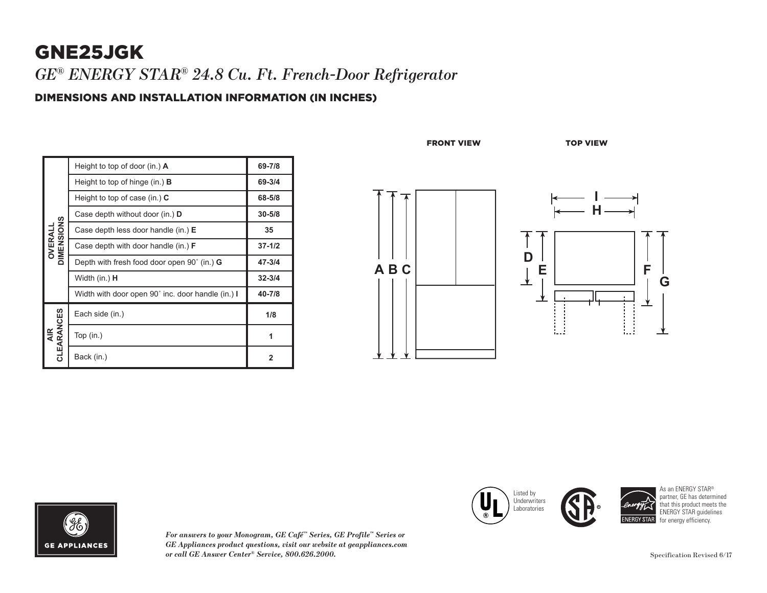# GNE25JGK

*GE® ENERGY STAR® 24.8 Cu. Ft. French-Door Refrigerator*

## DIMENSIONS AND INSTALLATION INFORMATION (IN INCHES)

| | | |
|---|---|---|
| OVERALL DIMENSIONS | Height to top of door (in.) **A** | 69-7/8 |
| | Height to top of hinge (in.) **B** | 69-3/4 |
| | Height to top of case (in.) **C** | 68-5/8 |
| | Case depth without door (in.) **D** | 30-5/8 |
| | Case depth less door handle (in.) **E** | 35 |
| | Case depth with door handle (in.) **F** | 37-1/2 |
| | Depth with fresh food door open 90˚ (in.) **G** | 47-3/4 |
| | Width (in.) **H** | 32-3/4 |
| | Width with door open 90˚ inc. door handle (in.) **I** | 40-7/8 |
| AIR CLEARANCES | Each side (in.) | 1/8 |
| | Top (in.) | 1 |
| | Back (in.) | 2 |

FRONT VIEW

TOP VIEW

*For answers to your Monogram, GE Café™ Series, GE Profile™ Series or GE Appliances product questions, visit our website at geappliances.com or call GE Answer Center® Service, 800.626.2000.*

Listed by Underwriters Laboratories

As an ENERGY STAR® partner, GE has determined that this product meets the ENERGY STAR guidelines for energy efficiency.

Specification Revised 6/17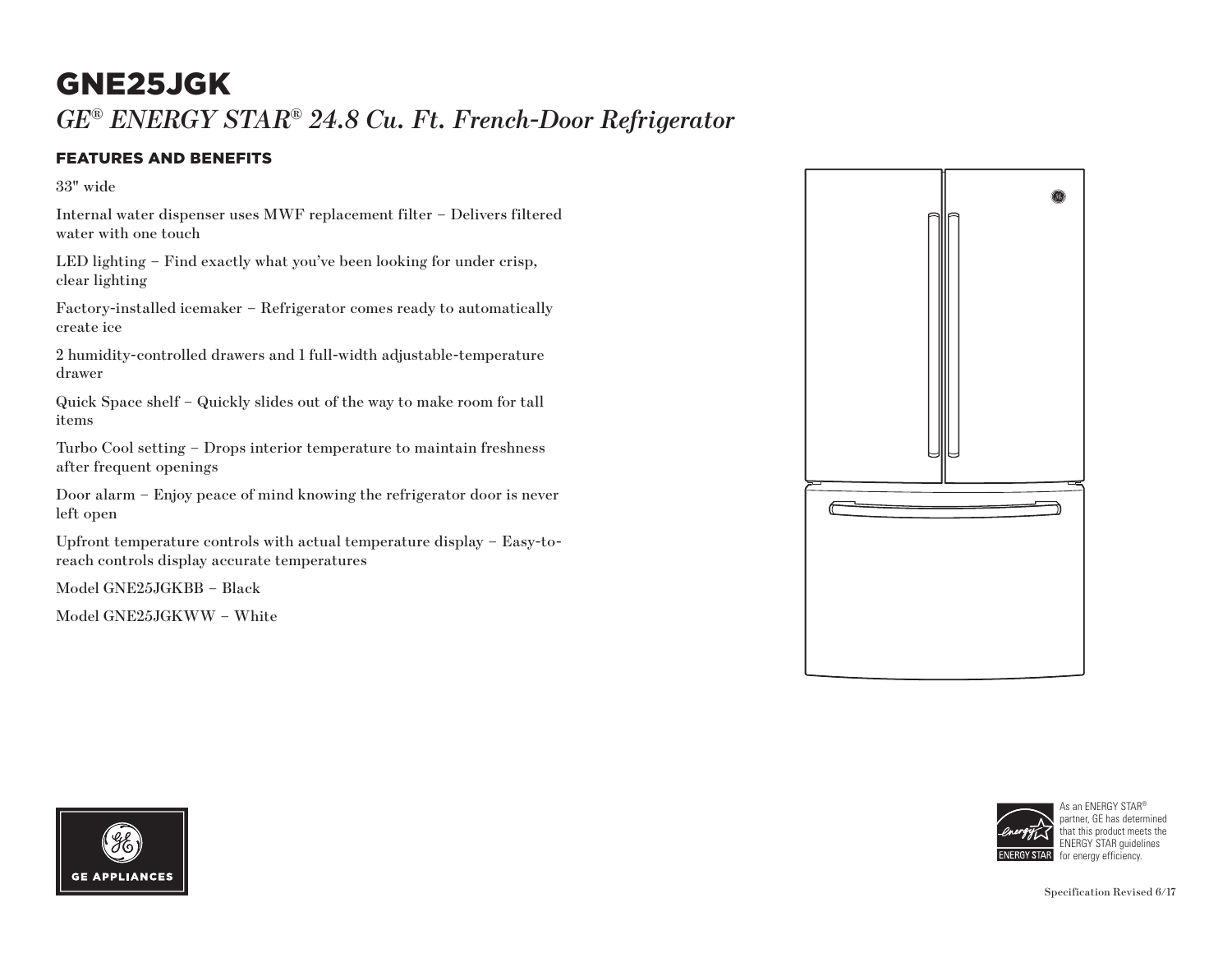# GNE25JGK

## *GE® ENERGY STAR® 24.8 Cu. Ft. French-Door Refrigerator*

### FEATURES AND BENEFITS

33" wide

Internal water dispenser uses MWF replacement filter – Delivers filtered water with one touch

LED lighting – Find exactly what you've been looking for under crisp, clear lighting

Factory-installed icemaker – Refrigerator comes ready to automatically create ice

2 humidity-controlled drawers and 1 full-width adjustable-temperature drawer

Quick Space shelf – Quickly slides out of the way to make room for tall items

Turbo Cool setting – Drops interior temperature to maintain freshness after frequent openings

Door alarm – Enjoy peace of mind knowing the refrigerator door is never left open

Upfront temperature controls with actual temperature display – Easy-to-reach controls display accurate temperatures

Model GNE25JGKBB – Black

Model GNE25JGKWW – White

GE APPLIANCES

As an ENERGY STAR® partner, GE has determined that this product meets the ENERGY STAR guidelines for energy efficiency.

Specification Revised 6/17